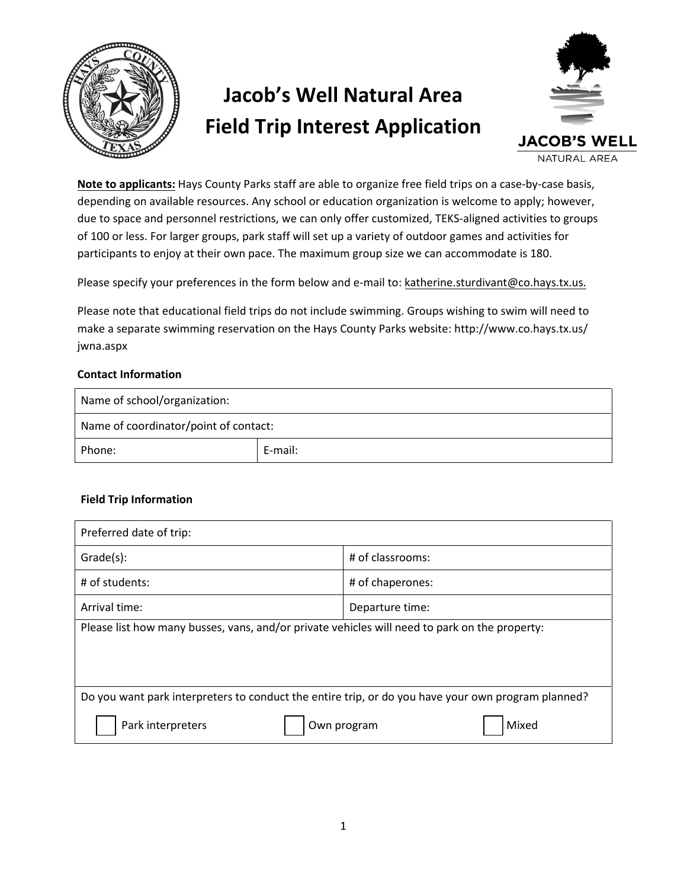# Jacob's Well Natural Area
# Field Trip Interest Application

JACOB'S WELL
NATURAL AREA

**Note to applicants:** Hays County Parks staff are able to organize free field trips on a case-by-case basis, depending on available resources. Any school or education organization is welcome to apply; however, due to space and personnel restrictions, we can only offer customized, TEKS-aligned activities to groups of 100 or less. For larger groups, park staff will set up a variety of outdoor games and activities for participants to enjoy at their own pace. The maximum group size we can accommodate is 180.

Please specify your preferences in the form below and e-mail to: katherine.sturdivant@co.hays.tx.us.

Please note that educational field trips do not include swimming. Groups wishing to swim will need to make a separate swimming reservation on the Hays County Parks website: http://www.co.hays.tx.us/jwna.aspx

**Contact Information**

| Name of school/organization: | |
|---|---|
| Name of coordinator/point of contact: | |
| Phone: | E-mail: |

**Field Trip Information**

| Preferred date of trip: | |
|---|---|
| Grade(s): | # of classrooms: |
| # of students: | # of chaperones: |
| Arrival time: | Departure time: |
| Please list how many busses, vans, and/or private vehicles will need to park on the property: | |
| Do you want park interpreters to conduct the entire trip, or do you have your own program planned? | |
| ☐ Park interpreters ☐ Own program ☐ Mixed | |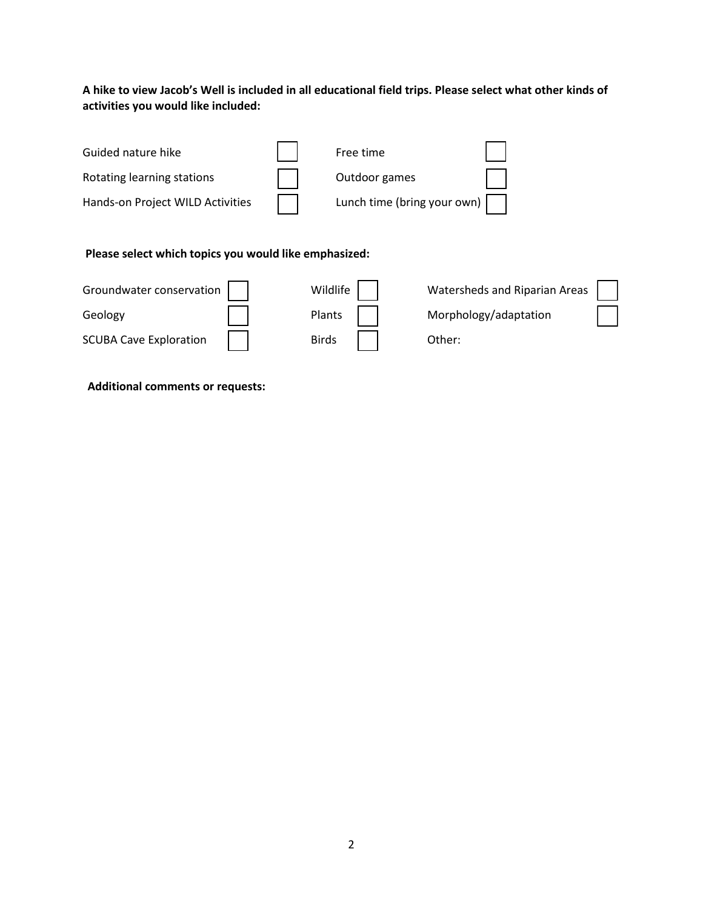**A hike to view Jacob's Well is included in all educational field trips. Please select what other kinds of activities you would like included:**

| | | | |
|---|---|---|---|
| Guided nature hike | ☐ | Free time | ☐ |
| Rotating learning stations | ☐ | Outdoor games | ☐ |
| Hands-on Project WILD Activities | ☐ | Lunch time (bring your own) | ☐ |

**Please select which topics you would like emphasized:**

| | | | | | |
|---|---|---|---|---|---|
| Groundwater conservation | ☐ | Wildlife | ☐ | Watersheds and Riparian Areas | ☐ |
| Geology | ☐ | Plants | ☐ | Morphology/adaptation | ☐ |
| SCUBA Cave Exploration | ☐ | Birds | ☐ | Other: | |

**Additional comments or requests:**